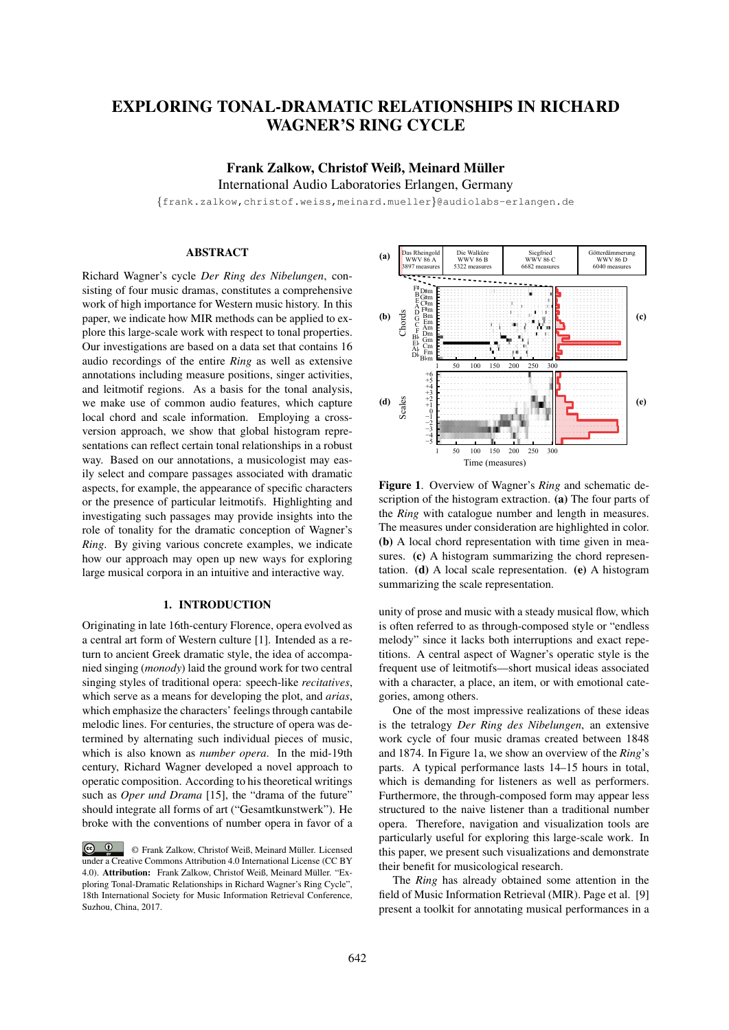# EXPLORING TONAL-DRAMATIC RELATIONSHIPS IN RICHARD WAGNER'S RING CYCLE

**Frank Zalkow, Christof Weiß, Meinard Müller**

International Audio Laboratories Erlangen, Germany

{frank.zalkow,christof.weiss,meinard.mueller}@audiolabs-erlangen.de

## ABSTRACT

Richard Wagner's cycle *Der Ring des Nibelungen*, consisting of four music dramas, constitutes a comprehensive work of high importance for Western music history. In this paper, we indicate how MIR methods can be applied to explore this large-scale work with respect to tonal properties. Our investigations are based on a data set that contains 16 audio recordings of the entire *Ring* as well as extensive annotations including measure positions, singer activities, and leitmotif regions. As a basis for the tonal analysis, we make use of common audio features, which capture local chord and scale information. Employing a cross-version approach, we show that global histogram representations can reflect certain tonal relationships in a robust way. Based on our annotations, a musicologist may easily select and compare passages associated with dramatic aspects, for example, the appearance of specific characters or the presence of particular leitmotifs. Highlighting and investigating such passages may provide insights into the role of tonality for the dramatic conception of Wagner's *Ring*. By giving various concrete examples, we indicate how our approach may open up new ways for exploring large musical corpora in an intuitive and interactive way.

## 1. INTRODUCTION

Originating in late 16th-century Florence, opera evolved as a central art form of Western culture [1]. Intended as a return to ancient Greek dramatic style, the idea of accompanied singing (*monody*) laid the ground work for two central singing styles of traditional opera: speech-like *recitatives*, which serve as a means for developing the plot, and *arias*, which emphasize the characters' feelings through cantabile melodic lines. For centuries, the structure of opera was determined by alternating such individual pieces of music, which is also known as *number opera*. In the mid-19th century, Richard Wagner developed a novel approach to operatic composition. According to his theoretical writings such as *Oper und Drama* [15], the "drama of the future" should integrate all forms of art ("Gesamtkunstwerk"). He broke with the conventions of number opera in favor of a unity of prose and music with a steady musical flow, which is often referred to as through-composed style or "endless melody" since it lacks both interruptions and exact repetitions. A central aspect of Wagner's operatic style is the frequent use of leitmotifs—short musical ideas associated with a character, a place, an item, or with emotional categories, among others.

© Frank Zalkow, Christof Weiß, Meinard Müller. Licensed under a Creative Commons Attribution 4.0 International License (CC BY 4.0). **Attribution:** Frank Zalkow, Christof Weiß, Meinard Müller. "Exploring Tonal-Dramatic Relationships in Richard Wagner's Ring Cycle", 18th International Society for Music Information Retrieval Conference, Suzhou, China, 2017.

**Figure 1**. Overview of Wagner's *Ring* and schematic description of the histogram extraction. **(a)** The four parts of the *Ring* with catalogue number and length in measures. The measures under consideration are highlighted in color. **(b)** A local chord representation with time given in measures. **(c)** A histogram summarizing the chord representation. **(d)** A local scale representation. **(e)** A histogram summarizing the scale representation.

One of the most impressive realizations of these ideas is the tetralogy *Der Ring des Nibelungen*, an extensive work cycle of four music dramas created between 1848 and 1874. In Figure 1a, we show an overview of the *Ring*'s parts. A typical performance lasts 14–15 hours in total, which is demanding for listeners as well as performers. Furthermore, the through-composed form may appear less structured to the naive listener than a traditional number opera. Therefore, navigation and visualization tools are particularly useful for exploring this large-scale work. In this paper, we present such visualizations and demonstrate their benefit for musicological research.

The *Ring* has already obtained some attention in the field of Music Information Retrieval (MIR). Page et al. [9] present a toolkit for annotating musical performances in a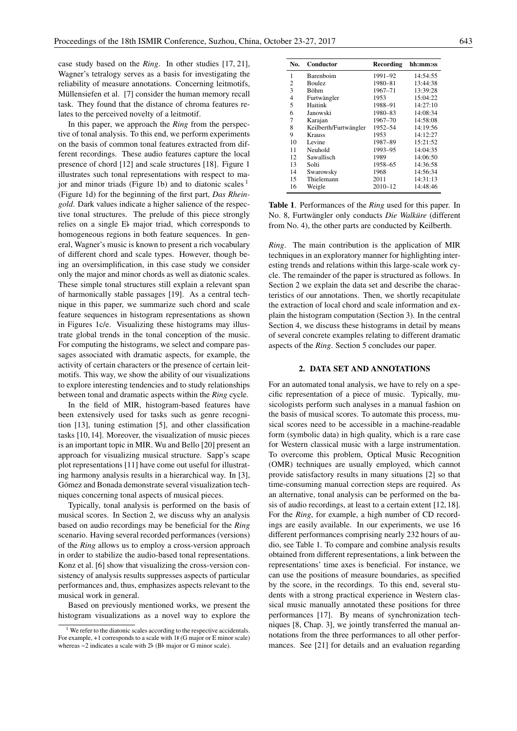case study based on the *Ring*. In other studies [17, 21], Wagner's tetralogy serves as a basis for investigating the reliability of measure annotations. Concerning leitmotifs, Müllensiefen et al. [7] consider the human memory recall task. They found that the distance of chroma features relates to the perceived novelty of a leitmotif.

In this paper, we approach the *Ring* from the perspective of tonal analysis. To this end, we perform experiments on the basis of common tonal features extracted from different recordings. These audio features capture the local presence of chord [12] and scale structures [18]. Figure 1 illustrates such tonal representations with respect to major and minor triads (Figure 1b) and to diatonic scales [1] (Figure 1d) for the beginning of the first part, *Das Rheingold*. Dark values indicate a higher salience of the respective tonal structures. The prelude of this piece strongly relies on a single E♭ major triad, which corresponds to homogeneous regions in both feature sequences. In general, Wagner's music is known to present a rich vocabulary of different chord and scale types. However, though being an oversimplification, in this case study we consider only the major and minor chords as well as diatonic scales. These simple tonal structures still explain a relevant span of harmonically stable passages [19]. As a central technique in this paper, we summarize such chord and scale feature sequences in histogram representations as shown in Figures 1c/e. Visualizing these histograms may illustrate global trends in the tonal conception of the music. For computing the histograms, we select and compare passages associated with dramatic aspects, for example, the activity of certain characters or the presence of certain leitmotifs. This way, we show the ability of our visualizations to explore interesting tendencies and to study relationships between tonal and dramatic aspects within the *Ring* cycle.

In the field of MIR, histogram-based features have been extensively used for tasks such as genre recognition [13], tuning estimation [5], and other classification tasks [10, 14]. Moreover, the visualization of music pieces is an important topic in MIR. Wu and Bello [20] present an approach for visualizing musical structure. Sapp's scape plot representations [11] have come out useful for illustrating harmony analysis results in a hierarchical way. In [3], Gómez and Bonada demonstrate several visualization techniques concerning tonal aspects of musical pieces.

Typically, tonal analysis is performed on the basis of musical scores. In Section 2, we discuss why an analysis based on audio recordings may be beneficial for the *Ring* scenario. Having several recorded performances (versions) of the *Ring* allows us to employ a cross-version approach in order to stabilize the audio-based tonal representations. Konz et al. [6] show that visualizing the cross-version consistency of analysis results suppresses aspects of particular performances and, thus, emphasizes aspects relevant to the musical work in general.

Based on previously mentioned works, we present the histogram visualizations as a novel way to explore the *Ring*. The main contribution is the application of MIR techniques in an exploratory manner for highlighting interesting trends and relations within this large-scale work cycle. The remainder of the paper is structured as follows. In Section 2 we explain the data set and describe the characteristics of our annotations. Then, we shortly recapitulate the extraction of local chord and scale information and explain the histogram computation (Section 3). In the central Section 4, we discuss these histograms in detail by means of several concrete examples relating to different dramatic aspects of the *Ring*. Section 5 concludes our paper.

[1] We refer to the diatonic scales according to the respective accidentals. For example, +1 corresponds to a scale with 1♯ (G major or E minor scale) whereas −2 indicates a scale with 2♭ (B♭ major or G minor scale).

| No. | Conductor | Recording | hh:mm:ss |
|---|---|---|---|
| 1 | Barenboim | 1991–92 | 14:54:55 |
| 2 | Boulez | 1980–81 | 13:44:38 |
| 3 | Böhm | 1967–71 | 13:39:28 |
| 4 | Furtwängler | 1953 | 15:04:22 |
| 5 | Haitink | 1988–91 | 14:27:10 |
| 6 | Janowski | 1980–83 | 14:08:34 |
| 7 | Karajan | 1967–70 | 14:58:08 |
| 8 | Keilberth/Furtwängler | 1952–54 | 14:19:56 |
| 9 | Krauss | 1953 | 14:12:27 |
| 10 | Levine | 1987–89 | 15:21:52 |
| 11 | Neuhold | 1993–95 | 14:04:35 |
| 12 | Sawallisch | 1989 | 14:06:50 |
| 13 | Solti | 1958–65 | 14:36:58 |
| 14 | Swarowsky | 1968 | 14:56:34 |
| 15 | Thielemann | 2011 | 14:31:13 |
| 16 | Weigle | 2010–12 | 14:48:46 |

**Table 1**. Performances of the *Ring* used for this paper. In No. 8, Furtwängler only conducts *Die Walküre* (different from No. 4), the other parts are conducted by Keilberth.

## 2. DATA SET AND ANNOTATIONS

For an automated tonal analysis, we have to rely on a specific representation of a piece of music. Typically, musicologists perform such analyses in a manual fashion on the basis of musical scores. To automate this process, musical scores need to be accessible in a machine-readable form (symbolic data) in high quality, which is a rare case for Western classical music with a large instrumentation. To overcome this problem, Optical Music Recognition (OMR) techniques are usually employed, which cannot provide satisfactory results in many situations [2] so that time-consuming manual correction steps are required. As an alternative, tonal analysis can be performed on the basis of audio recordings, at least to a certain extent [12, 18]. For the *Ring*, for example, a high number of CD recordings are easily available. In our experiments, we use 16 different performances comprising nearly 232 hours of audio, see Table 1. To compare and combine analysis results obtained from different representations, a link between the representations' time axes is beneficial. For instance, we can use the positions of measure boundaries, as specified by the score, in the recordings. To this end, several students with a strong practical experience in Western classical music manually annotated these positions for three performances [17]. By means of synchronization techniques [8, Chap. 3], we jointly transferred the manual annotations from the three performances to all other performances. See [21] for details and an evaluation regarding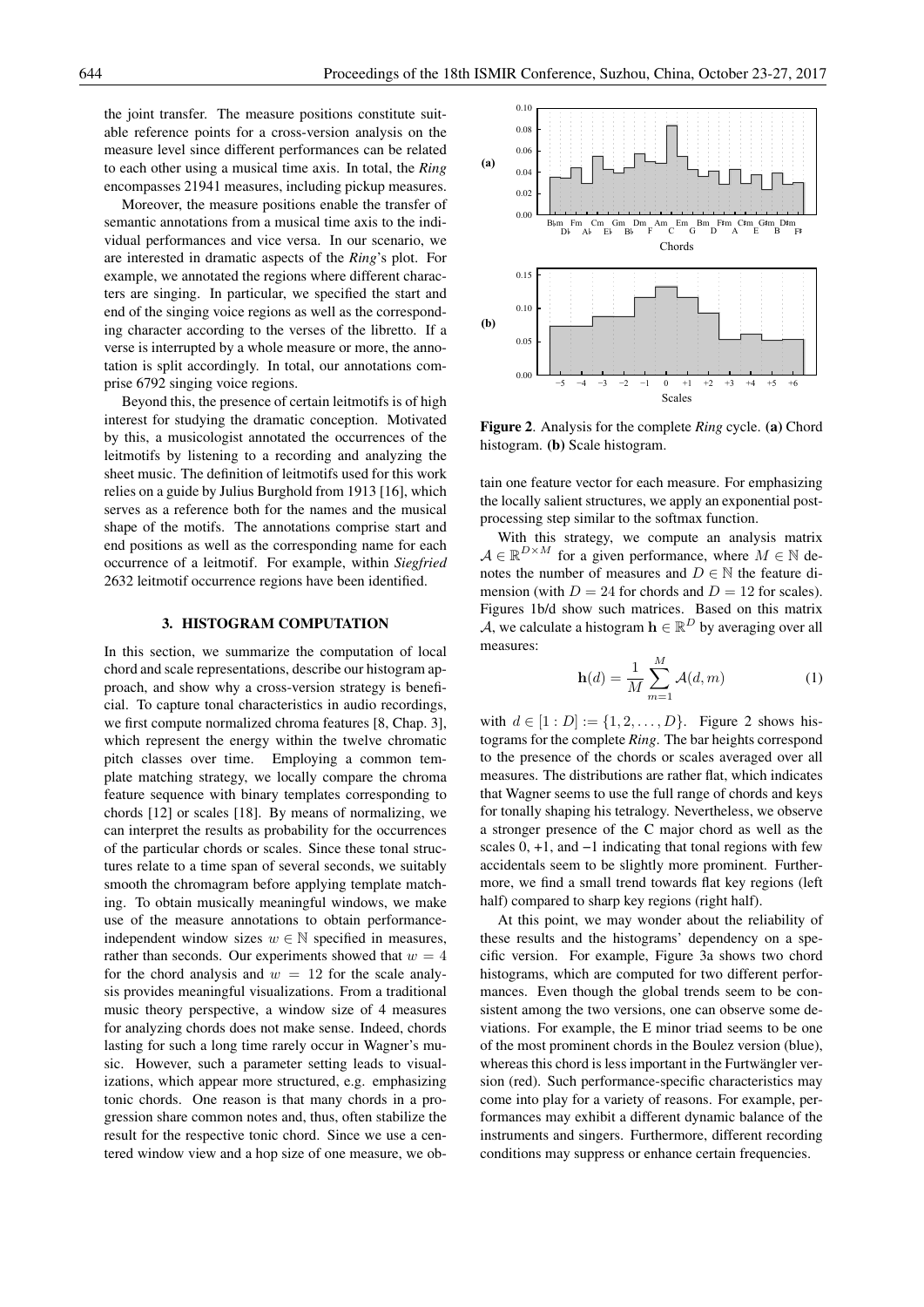the joint transfer. The measure positions constitute suitable reference points for a cross-version analysis on the measure level since different performances can be related to each other using a musical time axis. In total, the *Ring* encompasses 21941 measures, including pickup measures.

Moreover, the measure positions enable the transfer of semantic annotations from a musical time axis to the individual performances and vice versa. In our scenario, we are interested in dramatic aspects of the *Ring*'s plot. For example, we annotated the regions where different characters are singing. In particular, we specified the start and end of the singing voice regions as well as the corresponding character according to the verses of the libretto. If a verse is interrupted by a whole measure or more, the annotation is split accordingly. In total, our annotations comprise 6792 singing voice regions.

Beyond this, the presence of certain leitmotifs is of high interest for studying the dramatic conception. Motivated by this, a musicologist annotated the occurrences of the leitmotifs by listening to a recording and analyzing the sheet music. The definition of leitmotifs used for this work relies on a guide by Julius Burghold from 1913 [16], which serves as a reference both for the names and the musical shape of the motifs. The annotations comprise start and end positions as well as the corresponding name for each occurrence of a leitmotif. For example, within *Siegfried* 2632 leitmotif occurrence regions have been identified.

## 3. HISTOGRAM COMPUTATION

In this section, we summarize the computation of local chord and scale representations, describe our histogram approach, and show why a cross-version strategy is beneficial. To capture tonal characteristics in audio recordings, we first compute normalized chroma features [8, Chap. 3], which represent the energy within the twelve chromatic pitch classes over time. Employing a common template matching strategy, we locally compare the chroma feature sequence with binary templates corresponding to chords [12] or scales [18]. By means of normalizing, we can interpret the results as probability for the occurrences of the particular chords or scales. Since these tonal structures relate to a time span of several seconds, we suitably smooth the chromagram before applying template matching. To obtain musically meaningful windows, we make use of the measure annotations to obtain performance-independent window sizes $w \in \mathbb{N}$ specified in measures, rather than seconds. Our experiments showed that $w = 4$ for the chord analysis and $w = 12$ for the scale analysis provides meaningful visualizations. From a traditional music theory perspective, a window size of 4 measures for analyzing chords does not make sense. Indeed, chords lasting for such a long time rarely occur in Wagner's music. However, such a parameter setting leads to visualizations, which appear more structured, e.g. emphasizing tonic chords. One reason is that many chords in a progression share common notes and, thus, often stabilize the result for the respective tonic chord. Since we use a centered window view and a hop size of one measure, we obtain one feature vector for each measure. For emphasizing the locally salient structures, we apply an exponential post-processing step similar to the softmax function.

**Figure 2**. Analysis for the complete *Ring* cycle. **(a)** Chord histogram. **(b)** Scale histogram.

With this strategy, we compute an analysis matrix $\mathcal{A} \in \mathbb{R}^{D \times M}$ for a given performance, where $M \in \mathbb{N}$ denotes the number of measures and $D \in \mathbb{N}$ the feature dimension (with $D = 24$ for chords and $D = 12$ for scales). Figures 1b/d show such matrices. Based on this matrix $\mathcal{A}$, we calculate a histogram $\mathbf{h} \in \mathbb{R}^D$ by averaging over all measures:

$$\mathbf{h}(d) = \frac{1}{M} \sum_{m=1}^{M} \mathcal{A}(d, m) \tag{1}$$

with $d \in [1 : D] := \{1, 2, \ldots, D\}$. Figure 2 shows histograms for the complete *Ring*. The bar heights correspond to the presence of the chords or scales averaged over all measures. The distributions are rather flat, which indicates that Wagner seems to use the full range of chords and keys for tonally shaping his tetralogy. Nevertheless, we observe a stronger presence of the C major chord as well as the scales 0, +1, and −1 indicating that tonal regions with few accidentals seem to be slightly more prominent. Furthermore, we find a small trend towards flat key regions (left half) compared to sharp key regions (right half).

At this point, we may wonder about the reliability of these results and the histograms' dependency on a specific version. For example, Figure 3a shows two chord histograms, which are computed for two different performances. Even though the global trends seem to be consistent among the two versions, one can observe some deviations. For example, the E minor triad seems to be one of the most prominent chords in the Boulez version (blue), whereas this chord is less important in the Furtwängler version (red). Such performance-specific characteristics may come into play for a variety of reasons. For example, performances may exhibit a different dynamic balance of the instruments and singers. Furthermore, different recording conditions may suppress or enhance certain frequencies.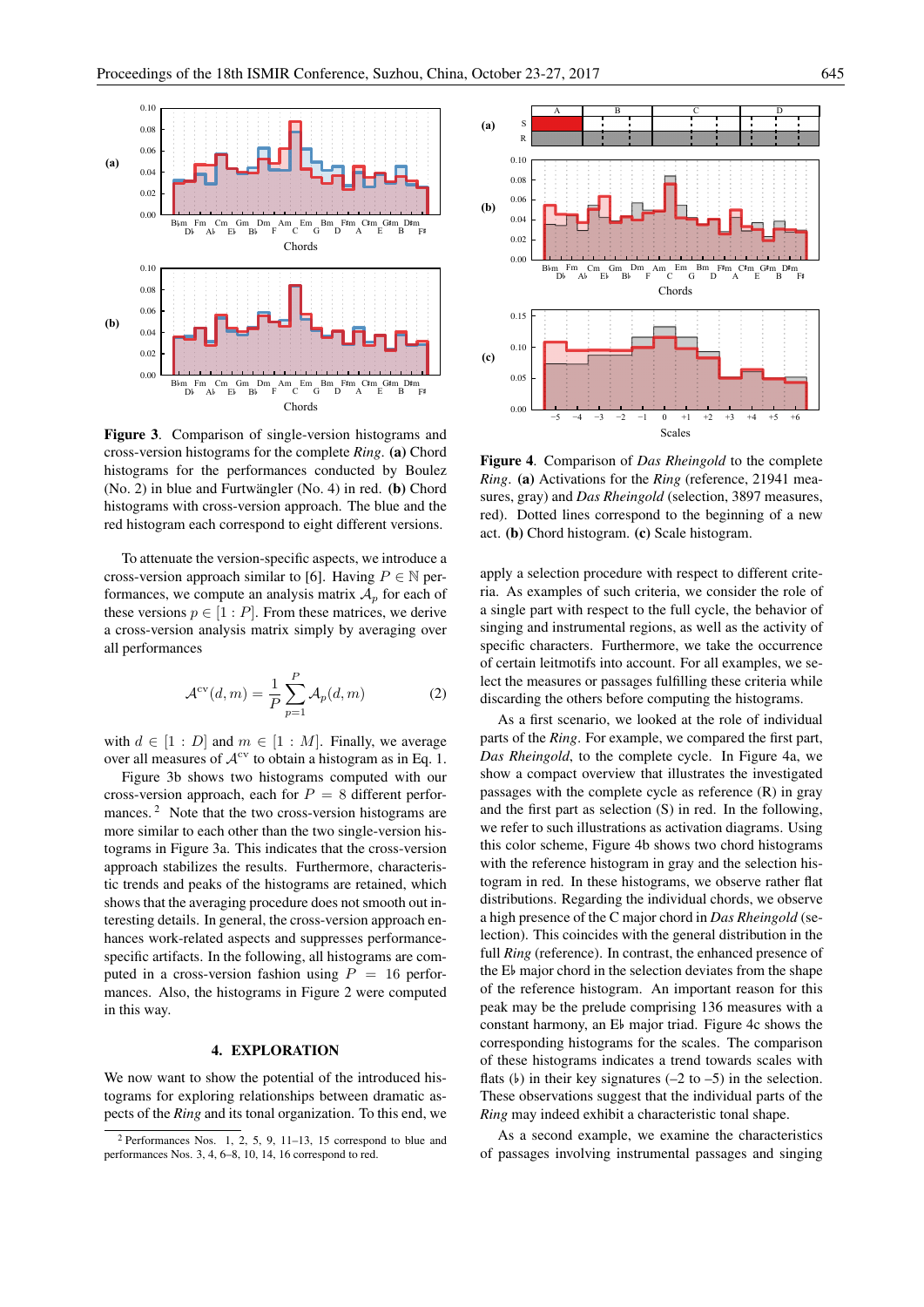**Figure 3**. Comparison of single-version histograms and cross-version histograms for the complete *Ring*. **(a)** Chord histograms for the performances conducted by Boulez (No. 2) in blue and Furtwängler (No. 4) in red. **(b)** Chord histograms with cross-version approach. The blue and the red histogram each correspond to eight different versions.

To attenuate the version-specific aspects, we introduce a cross-version approach similar to [6]. Having $P \in \mathbb{N}$ performances, we compute an analysis matrix $\mathcal{A}_p$ for each of these versions $p \in [1:P]$. From these matrices, we derive a cross-version analysis matrix simply by averaging over all performances

$$\mathcal{A}^{\mathrm{cv}}(d,m) = \frac{1}{P}\sum_{p=1}^{P} \mathcal{A}_p(d,m) \tag{2}$$

with $d \in [1:D]$ and $m \in [1:M]$. Finally, we average over all measures of $\mathcal{A}^{\mathrm{cv}}$ to obtain a histogram as in Eq. 1.

Figure 3b shows two histograms computed with our cross-version approach, each for $P = 8$ different performances. [2] Note that the two cross-version histograms are more similar to each other than the two single-version histograms in Figure 3a. This indicates that the cross-version approach stabilizes the results. Furthermore, characteristic trends and peaks of the histograms are retained, which shows that the averaging procedure does not smooth out interesting details. In general, the cross-version approach enhances work-related aspects and suppresses performance-specific artifacts. In the following, all histograms are computed in a cross-version fashion using $P = 16$ performances. Also, the histograms in Figure 2 were computed in this way.

## 4. EXPLORATION

We now want to show the potential of the introduced histograms for exploring relationships between dramatic aspects of the *Ring* and its tonal organization. To this end, we apply a selection procedure with respect to different criteria. As examples of such criteria, we consider the role of a single part with respect to the full cycle, the behavior of singing and instrumental regions, as well as the activity of specific characters. Furthermore, we take the occurrence of certain leitmotifs into account. For all examples, we select the measures or passages fulfilling these criteria while discarding the others before computing the histograms.

As a first scenario, we looked at the role of individual parts of the *Ring*. For example, we compared the first part, *Das Rheingold*, to the complete cycle. In Figure 4a, we show a compact overview that illustrates the investigated passages with the complete cycle as reference (R) in gray and the first part as selection (S) in red. In the following, we refer to such illustrations as activation diagrams. Using this color scheme, Figure 4b shows two chord histograms with the reference histogram in gray and the selection histogram in red. In these histograms, we observe rather flat distributions. Regarding the individual chords, we observe a high presence of the C major chord in *Das Rheingold* (selection). This coincides with the general distribution in the full *Ring* (reference). In contrast, the enhanced presence of the E♭ major chord in the selection deviates from the shape of the reference histogram. An important reason for this peak may be the prelude comprising 136 measures with a constant harmony, an E♭ major triad. Figure 4c shows the corresponding histograms for the scales. The comparison of these histograms indicates a trend towards scales with flats (♭) in their key signatures (–2 to –5) in the selection. These observations suggest that the individual parts of the *Ring* may indeed exhibit a characteristic tonal shape.

As a second example, we examine the characteristics of passages involving instrumental passages and singing

**Figure 4**. Comparison of *Das Rheingold* to the complete *Ring*. **(a)** Activations for the *Ring* (reference, 21941 measures, gray) and *Das Rheingold* (selection, 3897 measures, red). Dotted lines correspond to the beginning of a new act. **(b)** Chord histogram. **(c)** Scale histogram.

[2] Performances Nos. 1, 2, 5, 9, 11–13, 15 correspond to blue and performances Nos. 3, 4, 6–8, 10, 14, 16 correspond to red.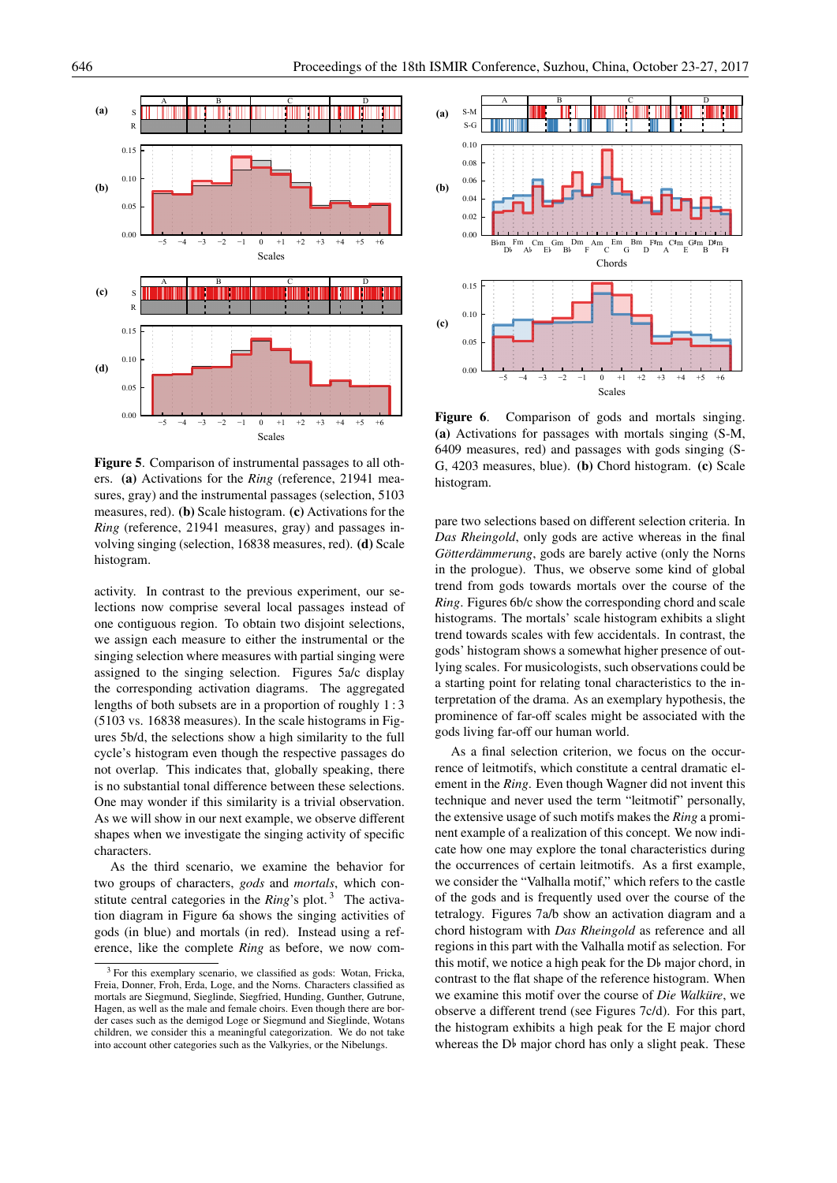**Figure 5**. Comparison of instrumental passages to all others. **(a)** Activations for the *Ring* (reference, 21941 measures, gray) and the instrumental passages (selection, 5103 measures, red). **(b)** Scale histogram. **(c)** Activations for the *Ring* (reference, 21941 measures, gray) and passages involving singing (selection, 16838 measures, red). **(d)** Scale histogram.

activity. In contrast to the previous experiment, our selections now comprise several local passages instead of one contiguous region. To obtain two disjoint selections, we assign each measure to either the instrumental or the singing selection where measures with partial singing were assigned to the singing selection. Figures 5a/c display the corresponding activation diagrams. The overlapped lengths of both subsets are in a proportion of roughly $1:3$ (5103 vs. 16838 measures). In the scale histograms in Figures 5b/d, the selections show a high similarity to the full cycle's histogram even though the respective passages do not overlap. This indicates that, globally speaking, there is no substantial tonal difference between these selections. One may wonder if this similarity is a trivial observation. As we will show in our next example, we observe different shapes when we investigate the singing activity of specific characters.

As the third scenario, we examine the behavior for two groups of characters, *gods* and *mortals*, which constitute central categories in the *Ring*'s plot.[3] The activation diagram in Figure 6a shows the singing activities of gods (in blue) and mortals (in red). Instead using a reference, like the complete *Ring* as before, we now compare two selections based on different selection criteria. In *Das Rheingold*, only gods are active whereas in the final *Götterdämmerung*, gods are barely active (only the Norns in the prologue). Thus, we observe some kind of global trend from gods towards mortals over the course of the *Ring*. Figures 6b/c show the corresponding chord and scale histograms. The mortals' scale histogram exhibits a slight trend towards scales with few accidentals. In contrast, the gods' histogram shows a somewhat higher presence of outlying scales. For musicologists, such observations could be a starting point for relating tonal characteristics to the interpretation of the drama. As an exemplary hypothesis, the prominence of far-off scales might be associated with the gods living far-off our human world.

[3] For this exemplary scenario, we classified as gods: Wotan, Fricka, Freia, Donner, Froh, Erda, Loge, and the Norns. Characters classified as mortals are Siegmund, Sieglinde, Siegfried, Hunding, Gunther, Gutrune, Hagen, as well as the male and female choirs. Even though there are border cases such as the demigod Loge or Siegmund and Sieglinde, Wotans children, we consider this a meaningful categorization. We do not take into account other categories such as the Valkyries, or the Nibelungs.

**Figure 6**. Comparison of gods and mortals singing. **(a)** Activations for passages with mortals singing (S-M, 6409 measures, red) and passages with gods singing (S-G, 4203 measures, blue). **(b)** Chord histogram. **(c)** Scale histogram.

As a final selection criterion, we focus on the occurrence of leitmotifs, which constitute a central dramatic element in the *Ring*. Even though Wagner did not invent this technique and never used the term "leitmotif" personally, the extensive usage of such motifs makes the *Ring* a prominent example of a realization of this concept. We now indicate how one may explore the tonal characteristics during the occurrences of certain leitmotifs. As a first example, we consider the "Valhalla motif," which refers to the castle of the gods and is frequently used over the course of the tetralogy. Figures 7a/b show an activation diagram and a chord histogram with *Das Rheingold* as reference and all regions in this part with the Valhalla motif as selection. For this motif, we notice a high peak for the D♭ major chord, in contrast to the flat shape of the reference histogram. When we examine this motif over the course of *Die Walküre*, we observe a different trend (see Figures 7c/d). For this part, the histogram exhibits a high peak for the E major chord whereas the D♭ major chord has only a slight peak. These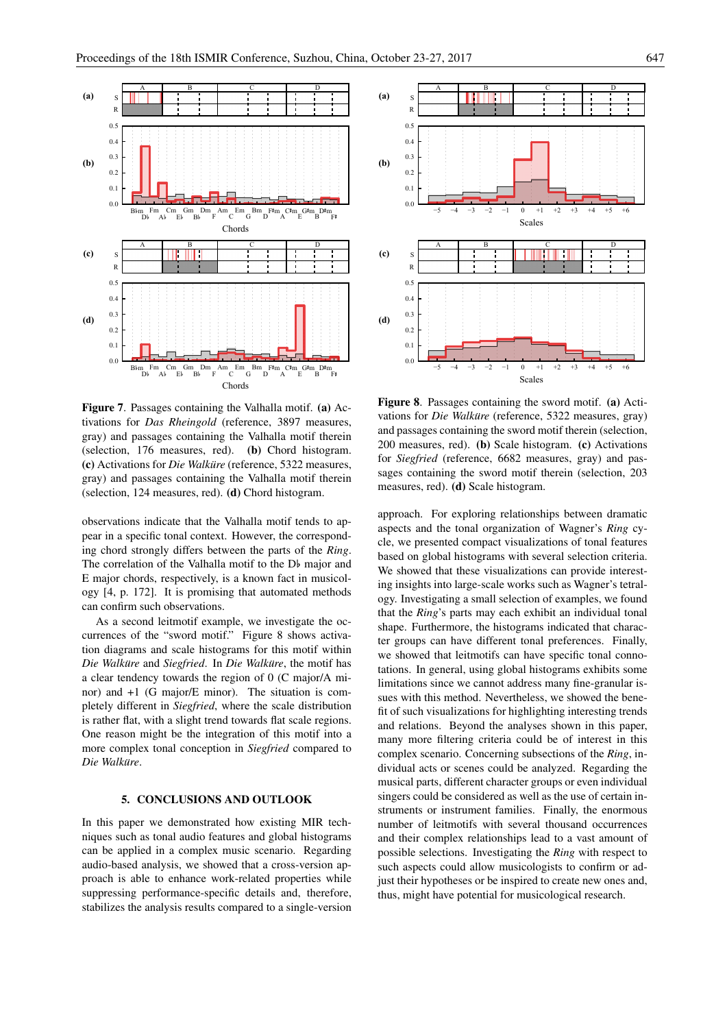**Figure 7**. Passages containing the Valhalla motif. **(a)** Activations for *Das Rheingold* (reference, 3897 measures, gray) and passages containing the Valhalla motif therein (selection, 176 measures, red). **(b)** Chord histogram. **(c)** Activations for *Die Walküre* (reference, 5322 measures, gray) and passages containing the Valhalla motif therein (selection, 124 measures, red). **(d)** Chord histogram.

observations indicate that the Valhalla motif tends to appear in a specific tonal context. However, the corresponding chord strongly differs between the parts of the *Ring*. The correlation of the Valhalla motif to the D♭ major and E major chords, respectively, is a known fact in musicology [4, p. 172]. It is promising that automated methods can confirm such observations.

As a second leitmotif example, we investigate the occurrences of the "sword motif." Figure 8 shows activation diagrams and scale histograms for this motif within *Die Walküre* and *Siegfried*. In *Die Walküre*, the motif has a clear tendency towards the region of 0 (C major/A minor) and +1 (G major/E minor). The situation is completely different in *Siegfried*, where the scale distribution is rather flat, with a slight trend towards flat scale regions. One reason might be the integration of this motif into a more complex tonal conception in *Siegfried* compared to *Die Walküre*.

## 5. CONCLUSIONS AND OUTLOOK

In this paper we demonstrated how existing MIR techniques such as tonal audio features and global histograms can be applied in a complex music scenario. Regarding audio-based analysis, we showed that a cross-version approach is able to enhance work-related properties while suppressing performance-specific details and, therefore, stabilizes the analysis results compared to a single-version

**Figure 8**. Passages containing the sword motif. **(a)** Activations for *Die Walküre* (reference, 5322 measures, gray) and passages containing the sword motif therein (selection, 200 measures, red). **(b)** Scale histogram. **(c)** Activations for *Siegfried* (reference, 6682 measures, gray) and passages containing the sword motif therein (selection, 203 measures, red). **(d)** Scale histogram.

approach. For exploring relationships between dramatic aspects and the tonal organization of Wagner's *Ring* cycle, we presented compact visualizations of tonal features based on global histograms with several selection criteria. We showed that these visualizations can provide interesting insights into large-scale works such as Wagner's tetralogy. Investigating a small selection of examples, we found that the *Ring*'s parts may each exhibit an individual tonal shape. Furthermore, the histograms indicated that character groups can have different tonal preferences. Finally, we showed that leitmotifs can have specific tonal connotations. In general, using global histograms exhibits some limitations since we cannot address many fine-granular issues with this method. Nevertheless, we showed the benefit of such visualizations for highlighting interesting trends and relations. Beyond the analyses shown in this paper, many more filtering criteria could be of interest in this complex scenario. Concerning subsections of the *Ring*, individual acts or scenes could be analyzed. Regarding the musical parts, different character groups or even individual singers could be considered as well as the use of certain instruments or instrument families. Finally, the enormous number of leitmotifs with several thousand occurrences and their complex relationships lead to a vast amount of possible selections. Investigating the *Ring* with respect to such aspects could allow musicologists to confirm or adjust their hypotheses or be inspired to create new ones and, thus, might have potential for musicological research.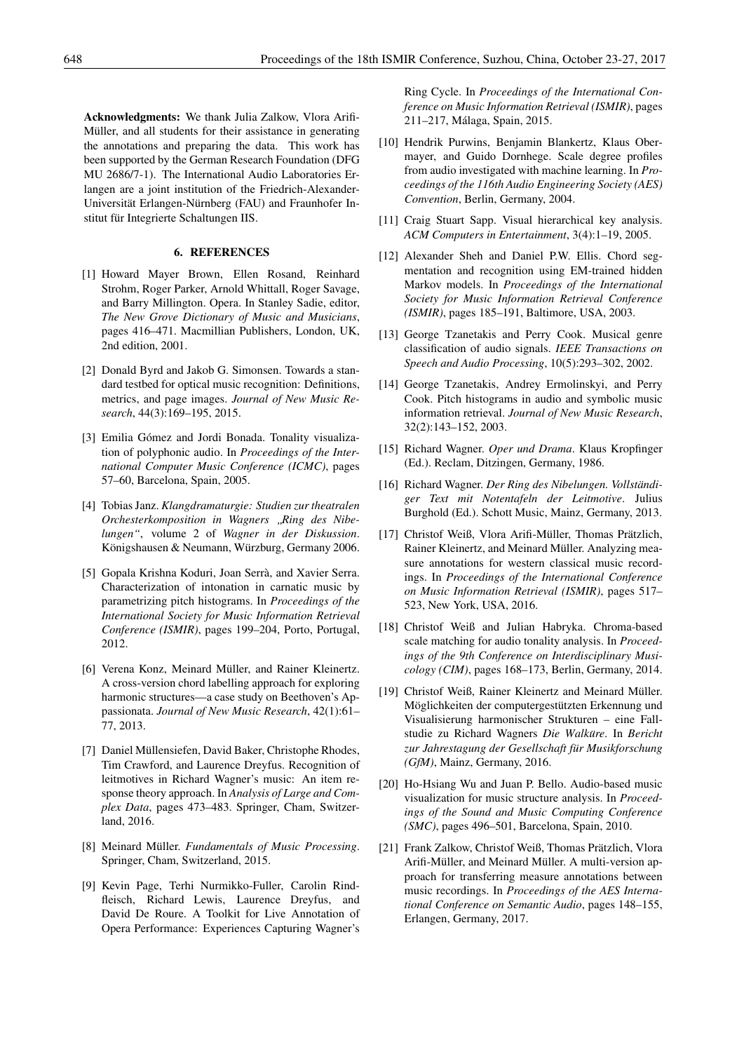**Acknowledgments:** We thank Julia Zalkow, Vlora Arifi-Müller, and all students for their assistance in generating the annotations and preparing the data. This work has been supported by the German Research Foundation (DFG MU 2686/7-1). The International Audio Laboratories Erlangen are a joint institution of the Friedrich-Alexander-Universität Erlangen-Nürnberg (FAU) and Fraunhofer Institut für Integrierte Schaltungen IIS.

## 6. REFERENCES

[1] Howard Mayer Brown, Ellen Rosand, Reinhard Strohm, Roger Parker, Arnold Whittall, Roger Savage, and Barry Millington. Opera. In Stanley Sadie, editor, *The New Grove Dictionary of Music and Musicians*, pages 416–471. Macmillian Publishers, London, UK, 2nd edition, 2001.

[2] Donald Byrd and Jakob G. Simonsen. Towards a standard testbed for optical music recognition: Definitions, metrics, and page images. *Journal of New Music Research*, 44(3):169–195, 2015.

[3] Emilia Gómez and Jordi Bonada. Tonality visualization of polyphonic audio. In *Proceedings of the International Computer Music Conference (ICMC)*, pages 57–60, Barcelona, Spain, 2005.

[4] Tobias Janz. *Klangdramaturgie: Studien zur theatralen Orchesterkomposition in Wagners „Ring des Nibelungen"*, volume 2 of *Wagner in der Diskussion*. Königshausen & Neumann, Würzburg, Germany 2006.

[5] Gopala Krishna Koduri, Joan Serrà, and Xavier Serra. Characterization of intonation in carnatic music by parametrizing pitch histograms. In *Proceedings of the International Society for Music Information Retrieval Conference (ISMIR)*, pages 199–204, Porto, Portugal, 2012.

[6] Verena Konz, Meinard Müller, and Rainer Kleinertz. A cross-version chord labelling approach for exploring harmonic structures—a case study on Beethoven's Appassionata. *Journal of New Music Research*, 42(1):61–77, 2013.

[7] Daniel Müllensiefen, David Baker, Christophe Rhodes, Tim Crawford, and Laurence Dreyfus. Recognition of leitmotives in Richard Wagner's music: An item response theory approach. In *Analysis of Large and Complex Data*, pages 473–483. Springer, Cham, Switzerland, 2016.

[8] Meinard Müller. *Fundamentals of Music Processing*. Springer, Cham, Switzerland, 2015.

[9] Kevin Page, Terhi Nurmikko-Fuller, Carolin Rindfleisch, Richard Lewis, Laurence Dreyfus, and David De Roure. A Toolkit for Live Annotation of Opera Performance: Experiences Capturing Wagner's Ring Cycle. In *Proceedings of the International Conference on Music Information Retrieval (ISMIR)*, pages 211–217, Málaga, Spain, 2015.

[10] Hendrik Purwins, Benjamin Blankertz, Klaus Obermayer, and Guido Dornhege. Scale degree profiles from audio investigated with machine learning. In *Proceedings of the 116th Audio Engineering Society (AES) Convention*, Berlin, Germany, 2004.

[11] Craig Stuart Sapp. Visual hierarchical key analysis. *ACM Computers in Entertainment*, 3(4):1–19, 2005.

[12] Alexander Sheh and Daniel P.W. Ellis. Chord segmentation and recognition using EM-trained hidden Markov models. In *Proceedings of the International Society for Music Information Retrieval Conference (ISMIR)*, pages 185–191, Baltimore, USA, 2003.

[13] George Tzanetakis and Perry Cook. Musical genre classification of audio signals. *IEEE Transactions on Speech and Audio Processing*, 10(5):293–302, 2002.

[14] George Tzanetakis, Andrey Ermolinskyi, and Perry Cook. Pitch histograms in audio and symbolic music information retrieval. *Journal of New Music Research*, 32(2):143–152, 2003.

[15] Richard Wagner. *Oper und Drama*. Klaus Kropfinger (Ed.). Reclam, Ditzingen, Germany, 1986.

[16] Richard Wagner. *Der Ring des Nibelungen. Vollständiger Text mit Notentafeln der Leitmotive*. Julius Burghold (Ed.). Schott Music, Mainz, Germany, 2013.

[17] Christof Weiß, Vlora Arifi-Müller, Thomas Prätzlich, Rainer Kleinertz, and Meinard Müller. Analyzing measure annotations for western classical music recordings. In *Proceedings of the International Conference on Music Information Retrieval (ISMIR)*, pages 517–523, New York, USA, 2016.

[18] Christof Weiß and Julian Habryka. Chroma-based scale matching for audio tonality analysis. In *Proceedings of the 9th Conference on Interdisciplinary Musicology (CIM)*, pages 168–173, Berlin, Germany, 2014.

[19] Christof Weiß, Rainer Kleinertz and Meinard Müller. Möglichkeiten der computergestützten Erkennung und Visualisierung harmonischer Strukturen – eine Fallstudie zu Richard Wagners *Die Walküre*. In *Bericht zur Jahrestagung der Gesellschaft für Musikforschung (GfM)*, Mainz, Germany, 2016.

[20] Ho-Hsiang Wu and Juan P. Bello. Audio-based music visualization for music structure analysis. In *Proceedings of the Sound and Music Computing Conference (SMC)*, pages 496–501, Barcelona, Spain, 2010.

[21] Frank Zalkow, Christof Weiß, Thomas Prätzlich, Vlora Arifi-Müller, and Meinard Müller. A multi-version approach for transferring measure annotations between music recordings. In *Proceedings of the AES International Conference on Semantic Audio*, pages 148–155, Erlangen, Germany, 2017.